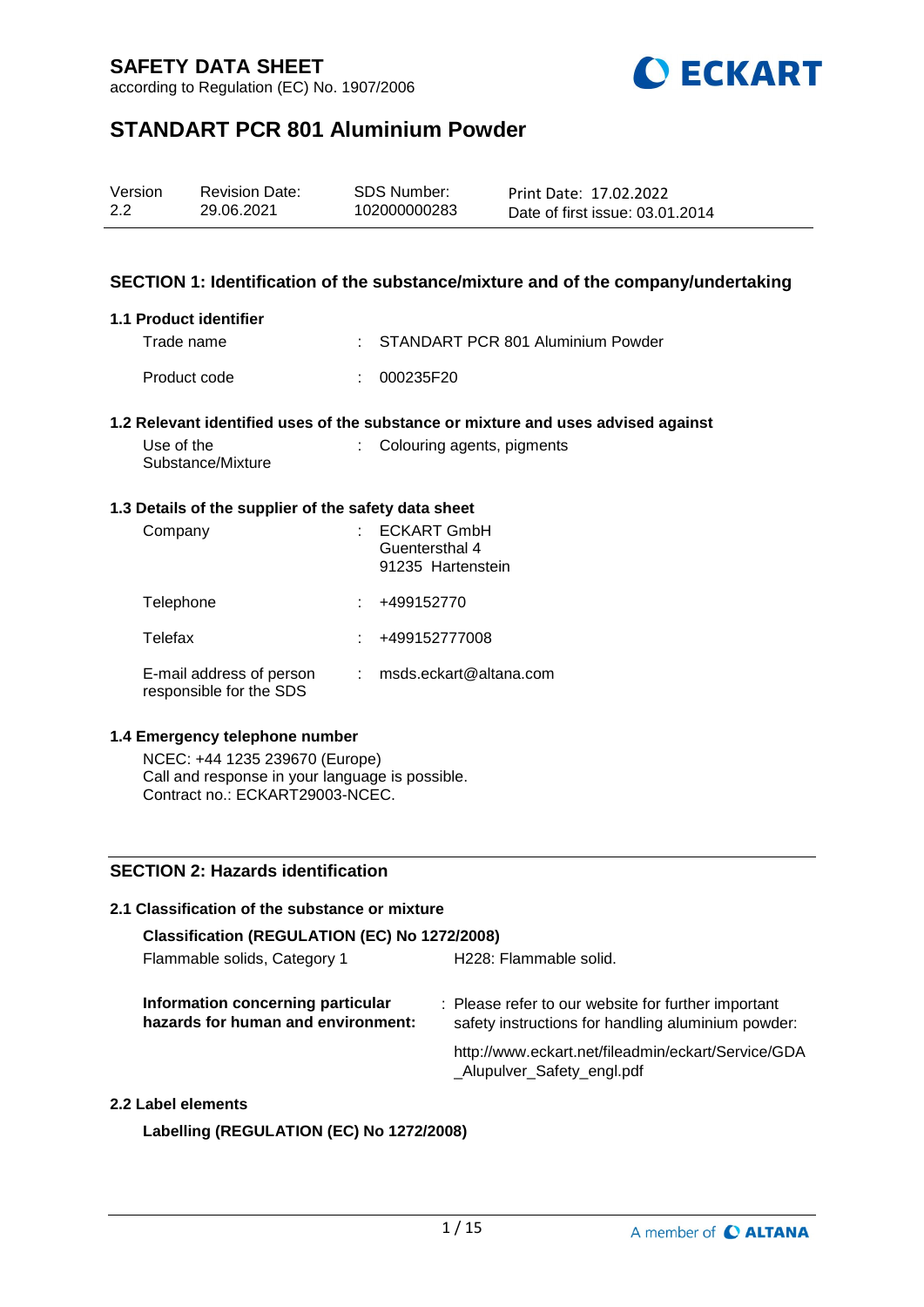# SAFETY DATA SHEET

according to Regulation (EC) No. 1907/2006

# STANDART PCR 801 Aluminium Powder

| Version | Revision Date: | SDS Number: | Print Date: 17.02.2022 |
|---|---|---|---|
| 2.2 | 29.06.2021 | 102000000283 | Date of first issue: 03.01.2014 |

## SECTION 1: Identification of the substance/mixture and of the company/undertaking

### 1.1 Product identifier

| | | |
|---|---|---|
| Trade name | : | STANDART PCR 801 Aluminium Powder |
| Product code | : | 000235F20 |

### 1.2 Relevant identified uses of the substance or mixture and uses advised against

| | | |
|---|---|---|
| Use of the Substance/Mixture | : | Colouring agents, pigments |

### 1.3 Details of the supplier of the safety data sheet

| | | |
|---|---|---|
| Company | : | ECKART GmbH<br>Guentersthal 4<br>91235 Hartenstein |
| Telephone | : | +499152770 |
| Telefax | : | +499152777008 |
| E-mail address of person responsible for the SDS | : | msds.eckart@altana.com |

### 1.4 Emergency telephone number

NCEC: +44 1235 239670 (Europe)
Call and response in your language is possible.
Contract no.: ECKART29003-NCEC.

## SECTION 2: Hazards identification

### 2.1 Classification of the substance or mixture

**Classification (REGULATION (EC) No 1272/2008)**

| | |
|---|---|
| Flammable solids, Category 1 | H228: Flammable solid. |

**Information concerning particular hazards for human and environment:** : Please refer to our website for further important safety instructions for handling aluminium powder:

http://www.eckart.net/fileadmin/eckart/Service/GDA_Alupulver_Safety_engl.pdf

### 2.2 Label elements

**Labelling (REGULATION (EC) No 1272/2008)**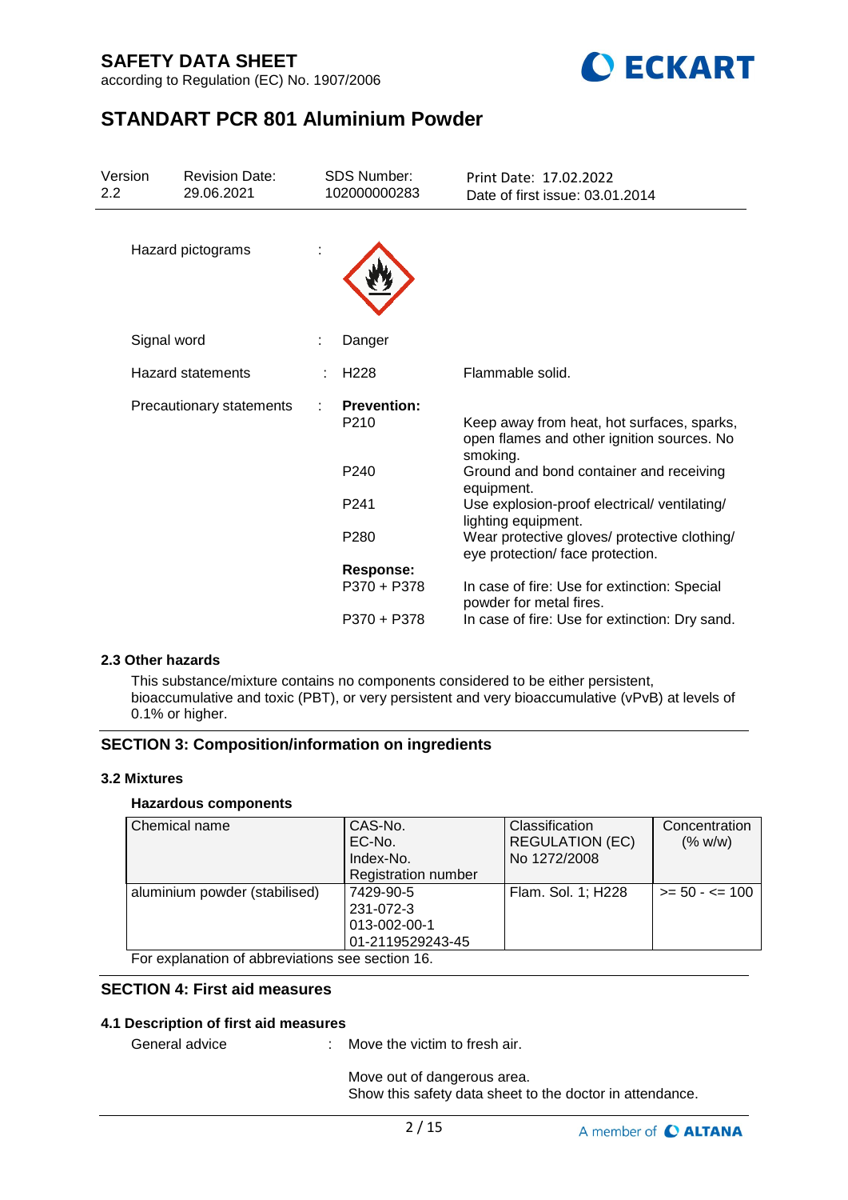Hazard pictograms :

Signal word : Danger

Hazard statements : H228 Flammable solid.

Precautionary statements :

**Prevention:**

| | |
|---|---|
| P210 | Keep away from heat, hot surfaces, sparks, open flames and other ignition sources. No smoking. |
| P240 | Ground and bond container and receiving equipment. |
| P241 | Use explosion-proof electrical/ ventilating/ lighting equipment. |
| P280 | Wear protective gloves/ protective clothing/ eye protection/ face protection. |

**Response:**

| | |
|---|---|
| P370 + P378 | In case of fire: Use for extinction: Special powder for metal fires. |
| P370 + P378 | In case of fire: Use for extinction: Dry sand. |

### 2.3 Other hazards

This substance/mixture contains no components considered to be either persistent, bioaccumulative and toxic (PBT), or very persistent and very bioaccumulative (vPvB) at levels of 0.1% or higher.

## SECTION 3: Composition/information on ingredients

### 3.2 Mixtures

**Hazardous components**

| Chemical name | CAS-No.<br>EC-No.<br>Index-No.<br>Registration number | Classification REGULATION (EC) No 1272/2008 | Concentration (% w/w) |
|---|---|---|---|
| aluminium powder (stabilised) | 7429-90-5<br>231-072-3<br>013-002-00-1<br>01-2119529243-45 | Flam. Sol. 1; H228 | >= 50 - <= 100 |

For explanation of abbreviations see section 16.

## SECTION 4: First aid measures

### 4.1 Description of first aid measures

General advice : Move the victim to fresh air.

Move out of dangerous area.
Show this safety data sheet to the doctor in attendance.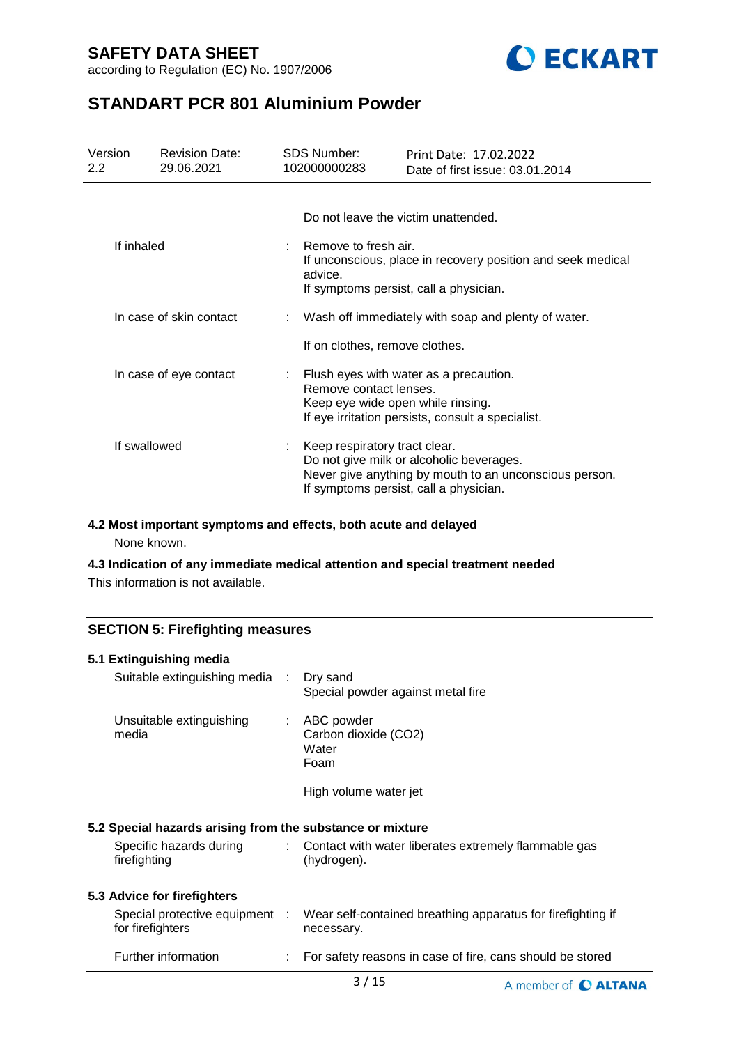Do not leave the victim unattended.

| | | |
|---|---|---|
| If inhaled | : | Remove to fresh air.<br>If unconscious, place in recovery position and seek medical advice.<br>If symptoms persist, call a physician. |
| In case of skin contact | : | Wash off immediately with soap and plenty of water.<br><br>If on clothes, remove clothes. |
| In case of eye contact | : | Flush eyes with water as a precaution.<br>Remove contact lenses.<br>Keep eye wide open while rinsing.<br>If eye irritation persists, consult a specialist. |
| If swallowed | : | Keep respiratory tract clear.<br>Do not give milk or alcoholic beverages.<br>Never give anything by mouth to an unconscious person.<br>If symptoms persist, call a physician. |

### 4.2 Most important symptoms and effects, both acute and delayed

None known.

### 4.3 Indication of any immediate medical attention and special treatment needed

This information is not available.

## SECTION 5: Firefighting measures

### 5.1 Extinguishing media

| | | |
|---|---|---|
| Suitable extinguishing media | : | Dry sand<br>Special powder against metal fire |
| Unsuitable extinguishing media | : | ABC powder<br>Carbon dioxide ($CO_2$)<br>Water<br>Foam<br><br>High volume water jet |

### 5.2 Special hazards arising from the substance or mixture

| | | |
|---|---|---|
| Specific hazards during firefighting | : | Contact with water liberates extremely flammable gas (hydrogen). |

### 5.3 Advice for firefighters

| | | |
|---|---|---|
| Special protective equipment for firefighters | : | Wear self-contained breathing apparatus for firefighting if necessary. |
| Further information | : | For safety reasons in case of fire, cans should be stored |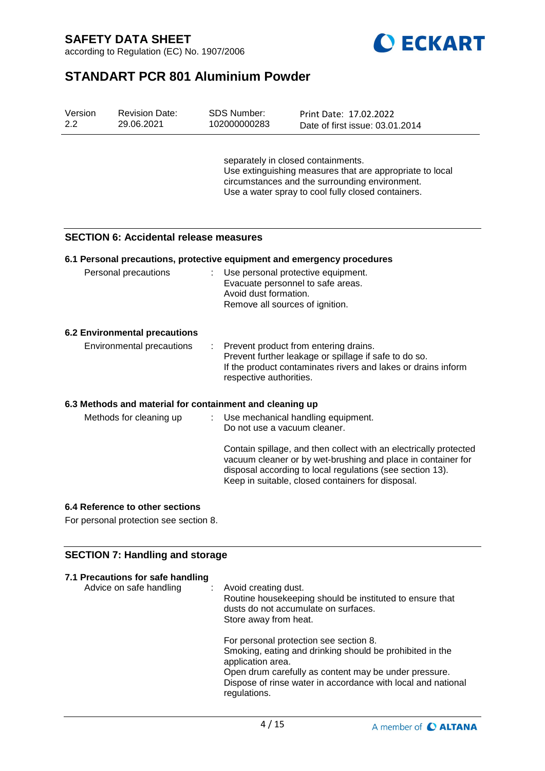separately in closed containments.
Use extinguishing measures that are appropriate to local circumstances and the surrounding environment.
Use a water spray to cool fully closed containers.

## SECTION 6: Accidental release measures

### 6.1 Personal precautions, protective equipment and emergency procedures

Personal precautions : Use personal protective equipment.
Evacuate personnel to safe areas.
Avoid dust formation.
Remove all sources of ignition.

### 6.2 Environmental precautions

Environmental precautions : Prevent product from entering drains.
Prevent further leakage or spillage if safe to do so.
If the product contaminates rivers and lakes or drains inform respective authorities.

### 6.3 Methods and material for containment and cleaning up

Methods for cleaning up : Use mechanical handling equipment.
Do not use a vacuum cleaner.

Contain spillage, and then collect with an electrically protected vacuum cleaner or by wet-brushing and place in container for disposal according to local regulations (see section 13).
Keep in suitable, closed containers for disposal.

### 6.4 Reference to other sections

For personal protection see section 8.

## SECTION 7: Handling and storage

### 7.1 Precautions for safe handling

Advice on safe handling : Avoid creating dust.
Routine housekeeping should be instituted to ensure that dusts do not accumulate on surfaces.
Store away from heat.

For personal protection see section 8.
Smoking, eating and drinking should be prohibited in the application area.
Open drum carefully as content may be under pressure.
Dispose of rinse water in accordance with local and national regulations.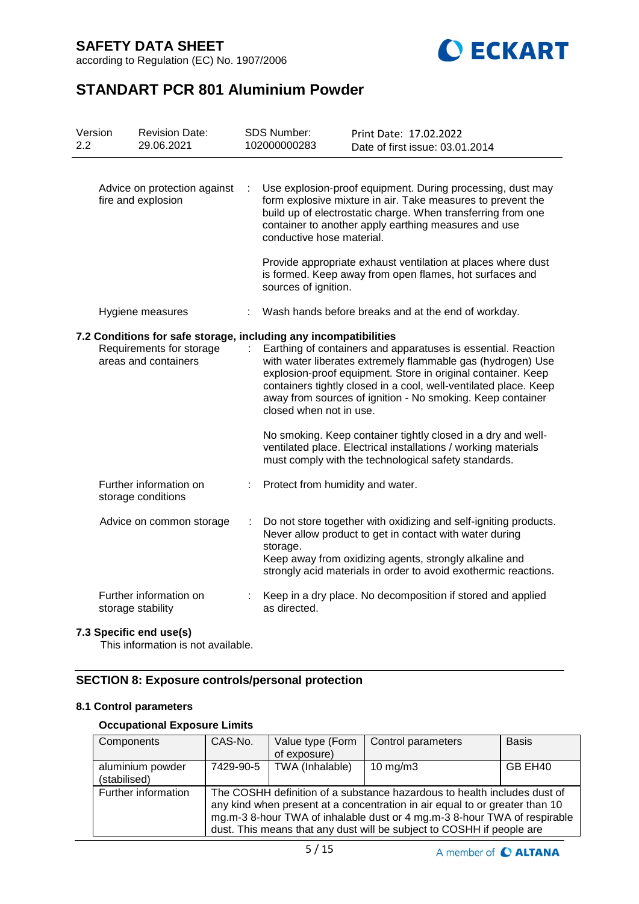| | | |
|---|---|---|
| Advice on protection against fire and explosion | : | Use explosion-proof equipment. During processing, dust may form explosive mixture in air. Take measures to prevent the build up of electrostatic charge. When transferring from one container to another apply earthing measures and use conductive hose material.<br><br>Provide appropriate exhaust ventilation at places where dust is formed. Keep away from open flames, hot surfaces and sources of ignition. |
| Hygiene measures | : | Wash hands before breaks and at the end of workday. |

### 7.2 Conditions for safe storage, including any incompatibilities

| | | |
|---|---|---|
| Requirements for storage areas and containers | : | Earthing of containers and apparatuses is essential. Reaction with water liberates extremely flammable gas (hydrogen) Use explosion-proof equipment. Store in original container. Keep containers tightly closed in a cool, well-ventilated place. Keep away from sources of ignition - No smoking. Keep container closed when not in use.<br><br>No smoking. Keep container tightly closed in a dry and well-ventilated place. Electrical installations / working materials must comply with the technological safety standards. |
| Further information on storage conditions | : | Protect from humidity and water. |
| Advice on common storage | : | Do not store together with oxidizing and self-igniting products. Never allow product to get in contact with water during storage.<br>Keep away from oxidizing agents, strongly alkaline and strongly acid materials in order to avoid exothermic reactions. |
| Further information on storage stability | : | Keep in a dry place. No decomposition if stored and applied as directed. |

### 7.3 Specific end use(s)

This information is not available.

## SECTION 8: Exposure controls/personal protection

### 8.1 Control parameters

**Occupational Exposure Limits**

| Components | CAS-No. | Value type (Form of exposure) | Control parameters | Basis |
|---|---|---|---|---|
| aluminium powder (stabilised) | 7429-90-5 | TWA (Inhalable) | 10 mg/m3 | GB EH40 |
| Further information | The COSHH definition of a substance hazardous to health includes dust of any kind when present at a concentration in air equal to or greater than 10 mg.m-3 8-hour TWA of inhalable dust or 4 mg.m-3 8-hour TWA of respirable dust. This means that any dust will be subject to COSHH if people are | | | |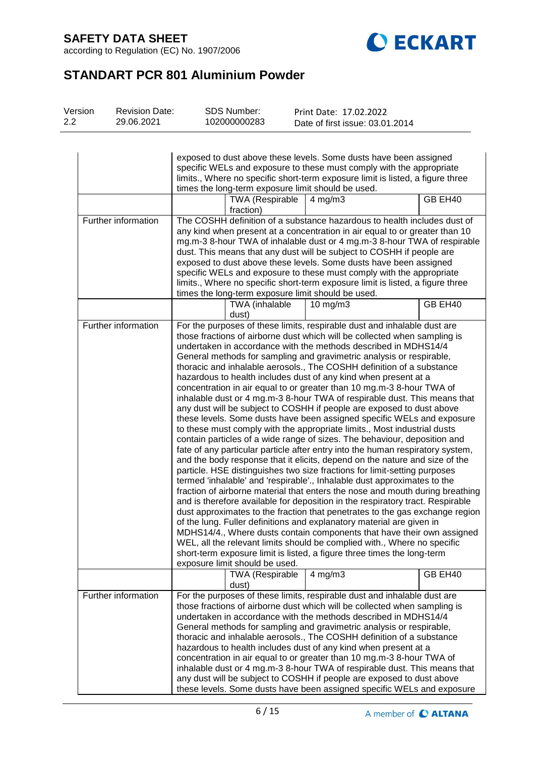# SAFETY DATA SHEET

according to Regulation (EC) No. 1907/2006

# STANDART PCR 801 Aluminium Powder

| Version | Revision Date: | SDS Number: | Print Date: 17.02.2022 |
|---|---|---|---|
| 2.2 | 29.06.2021 | 102000000283 | Date of first issue: 03.01.2014 |

| | | | | |
|---|---|---|---|---|
| | exposed to dust above these levels. Some dusts have been assigned specific WELs and exposure to these must comply with the appropriate limits., Where no specific short-term exposure limit is listed, a figure three times the long-term exposure limit should be used. | | | |
| | | TWA (Respirable fraction) | 4 mg/m3 | GB EH40 |
| Further information | The COSHH definition of a substance hazardous to health includes dust of any kind when present at a concentration in air equal to or greater than 10 mg.m-3 8-hour TWA of inhalable dust or 4 mg.m-3 8-hour TWA of respirable dust. This means that any dust will be subject to COSHH if people are exposed to dust above these levels. Some dusts have been assigned specific WELs and exposure to these must comply with the appropriate limits., Where no specific short-term exposure limit is listed, a figure three times the long-term exposure limit should be used. | | | |
| | | TWA (inhalable dust) | 10 mg/m3 | GB EH40 |
| Further information | For the purposes of these limits, respirable dust and inhalable dust are those fractions of airborne dust which will be collected when sampling is undertaken in accordance with the methods described in MDHS14/4 General methods for sampling and gravimetric analysis or respirable, thoracic and inhalable aerosols., The COSHH definition of a substance hazardous to health includes dust of any kind when present at a concentration in air equal to or greater than 10 mg.m-3 8-hour TWA of inhalable dust or 4 mg.m-3 8-hour TWA of respirable dust. This means that any dust will be subject to COSHH if people are exposed to dust above these levels. Some dusts have been assigned specific WELs and exposure to these must comply with the appropriate limits., Most industrial dusts contain particles of a wide range of sizes. The behaviour, deposition and fate of any particular particle after entry into the human respiratory system, and the body response that it elicits, depend on the nature and size of the particle. HSE distinguishes two size fractions for limit-setting purposes termed 'inhalable' and 'respirable'., Inhalable dust approximates to the fraction of airborne material that enters the nose and mouth during breathing and is therefore available for deposition in the respiratory tract. Respirable dust approximates to the fraction that penetrates to the gas exchange region of the lung. Fuller definitions and explanatory material are given in MDHS14/4., Where dusts contain components that have their own assigned WEL, all the relevant limits should be complied with., Where no specific short-term exposure limit is listed, a figure three times the long-term exposure limit should be used. | | | |
| | | TWA (Respirable dust) | 4 mg/m3 | GB EH40 |
| Further information | For the purposes of these limits, respirable dust and inhalable dust are those fractions of airborne dust which will be collected when sampling is undertaken in accordance with the methods described in MDHS14/4 General methods for sampling and gravimetric analysis or respirable, thoracic and inhalable aerosols., The COSHH definition of a substance hazardous to health includes dust of any kind when present at a concentration in air equal to or greater than 10 mg.m-3 8-hour TWA of inhalable dust or 4 mg.m-3 8-hour TWA of respirable dust. This means that any dust will be subject to COSHH if people are exposed to dust above these levels. Some dusts have been assigned specific WELs and exposure | | | |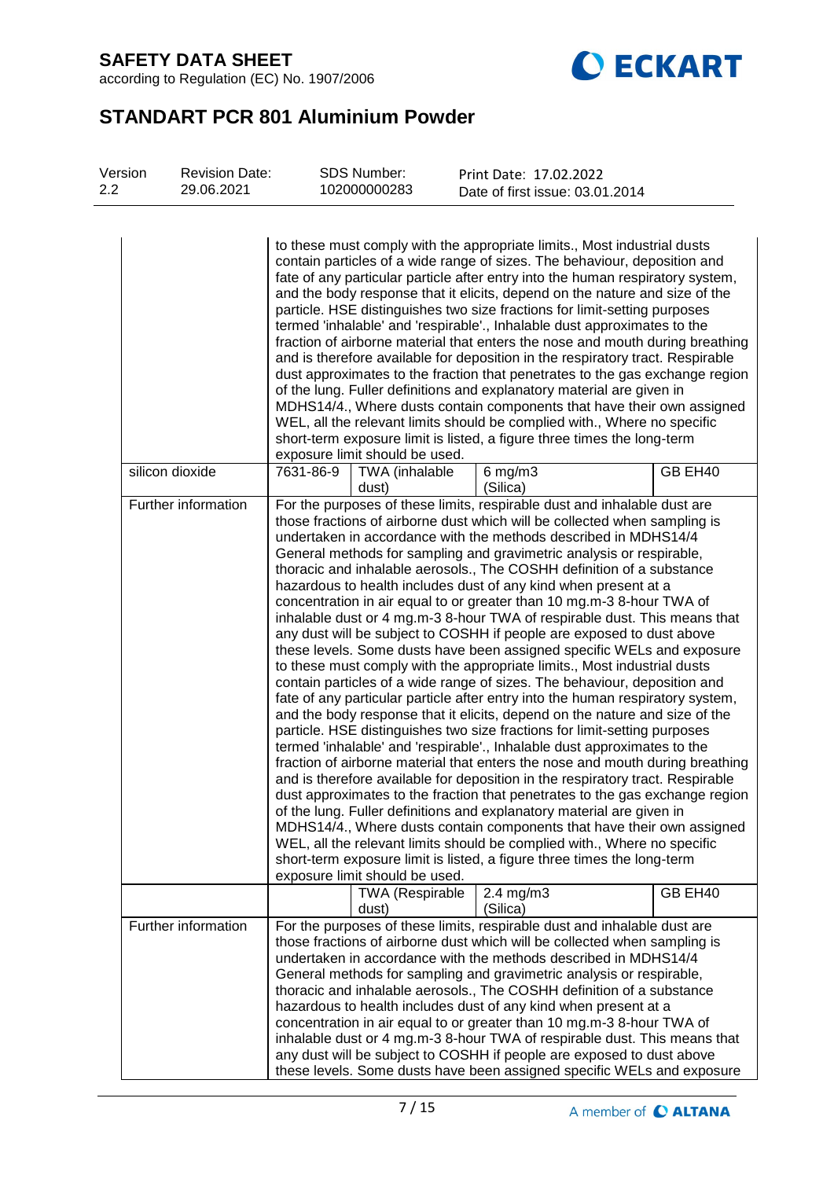| | | | | |
|---|---|---|---|---|
| | to these must comply with the appropriate limits., Most industrial dusts contain particles of a wide range of sizes. The behaviour, deposition and fate of any particular particle after entry into the human respiratory system, and the body response that it elicits, depend on the nature and size of the particle. HSE distinguishes two size fractions for limit-setting purposes termed 'inhalable' and 'respirable'., Inhalable dust approximates to the fraction of airborne material that enters the nose and mouth during breathing and is therefore available for deposition in the respiratory tract. Respirable dust approximates to the fraction that penetrates to the gas exchange region of the lung. Fuller definitions and explanatory material are given in MDHS14/4., Where dusts contain components that have their own assigned WEL, all the relevant limits should be complied with., Where no specific short-term exposure limit is listed, a figure three times the long-term exposure limit should be used. | | | |
| silicon dioxide | 7631-86-9 | TWA (inhalable dust) | 6 mg/m3 (Silica) | GB EH40 |
| Further information | For the purposes of these limits, respirable dust and inhalable dust are those fractions of airborne dust which will be collected when sampling is undertaken in accordance with the methods described in MDHS14/4 General methods for sampling and gravimetric analysis or respirable, thoracic and inhalable aerosols., The COSHH definition of a substance hazardous to health includes dust of any kind when present at a concentration in air equal to or greater than 10 mg.m-3 8-hour TWA of inhalable dust or 4 mg.m-3 8-hour TWA of respirable dust. This means that any dust will be subject to COSHH if people are exposed to dust above these levels. Some dusts have been assigned specific WELs and exposure to these must comply with the appropriate limits., Most industrial dusts contain particles of a wide range of sizes. The behaviour, deposition and fate of any particular particle after entry into the human respiratory system, and the body response that it elicits, depend on the nature and size of the particle. HSE distinguishes two size fractions for limit-setting purposes termed 'inhalable' and 'respirable'., Inhalable dust approximates to the fraction of airborne material that enters the nose and mouth during breathing and is therefore available for deposition in the respiratory tract. Respirable dust approximates to the fraction that penetrates to the gas exchange region of the lung. Fuller definitions and explanatory material are given in MDHS14/4., Where dusts contain components that have their own assigned WEL, all the relevant limits should be complied with., Where no specific short-term exposure limit is listed, a figure three times the long-term exposure limit should be used. | | | |
| | | TWA (Respirable dust) | 2.4 mg/m3 (Silica) | GB EH40 |
| Further information | For the purposes of these limits, respirable dust and inhalable dust are those fractions of airborne dust which will be collected when sampling is undertaken in accordance with the methods described in MDHS14/4 General methods for sampling and gravimetric analysis or respirable, thoracic and inhalable aerosols., The COSHH definition of a substance hazardous to health includes dust of any kind when present at a concentration in air equal to or greater than 10 mg.m-3 8-hour TWA of inhalable dust or 4 mg.m-3 8-hour TWA of respirable dust. This means that any dust will be subject to COSHH if people are exposed to dust above these levels. Some dusts have been assigned specific WELs and exposure | | | |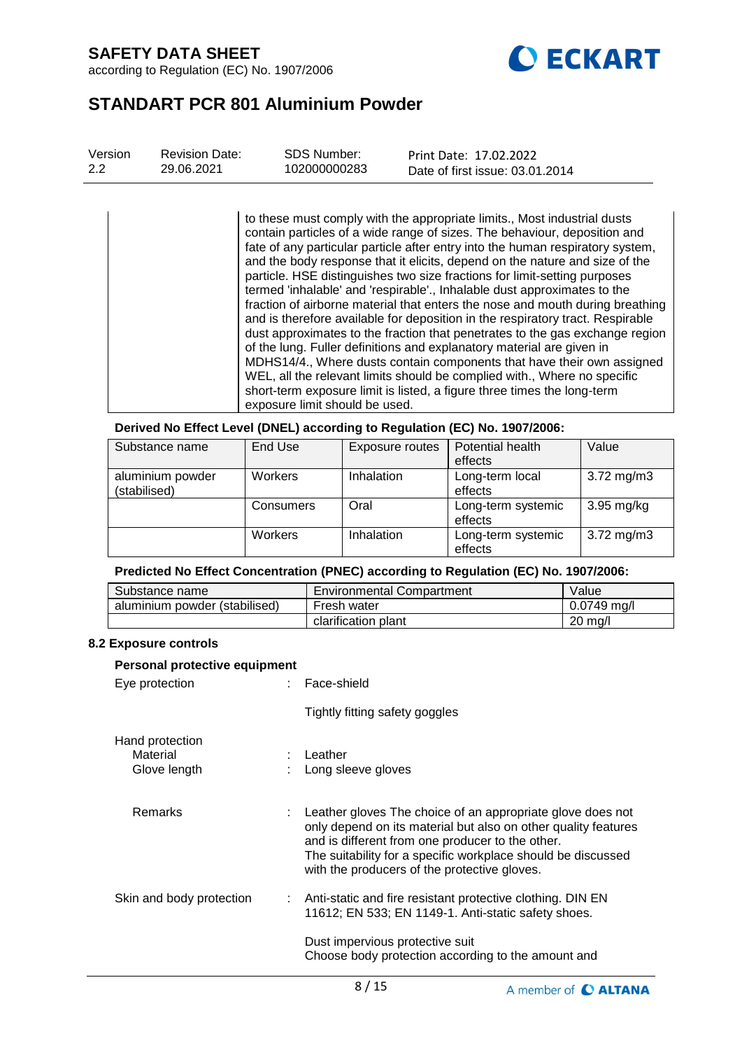| | |
|---|---|
| | to these must comply with the appropriate limits., Most industrial dusts contain particles of a wide range of sizes. The behaviour, deposition and fate of any particular particle after entry into the human respiratory system, and the body response that it elicits, depend on the nature and size of the particle. HSE distinguishes two size fractions for limit-setting purposes termed 'inhalable' and 'respirable'., Inhalable dust approximates to the fraction of airborne material that enters the nose and mouth during breathing and is therefore available for deposition in the respiratory tract. Respirable dust approximates to the fraction that penetrates to the gas exchange region of the lung. Fuller definitions and explanatory material are given in MDHS14/4., Where dusts contain components that have their own assigned WEL, all the relevant limits should be complied with., Where no specific short-term exposure limit is listed, a figure three times the long-term exposure limit should be used. |

**Derived No Effect Level (DNEL) according to Regulation (EC) No. 1907/2006:**

| Substance name | End Use | Exposure routes | Potential health effects | Value |
|---|---|---|---|---|
| aluminium powder (stabilised) | Workers | Inhalation | Long-term local effects | 3.72 mg/m3 |
| | Consumers | Oral | Long-term systemic effects | 3.95 mg/kg |
| | Workers | Inhalation | Long-term systemic effects | 3.72 mg/m3 |

**Predicted No Effect Concentration (PNEC) according to Regulation (EC) No. 1907/2006:**

| Substance name | Environmental Compartment | Value |
|---|---|---|
| aluminium powder (stabilised) | Fresh water | 0.0749 mg/l |
| | clarification plant | 20 mg/l |

### 8.2 Exposure controls

**Personal protective equipment**

Eye protection : Face-shield

Tightly fitting safety goggles

Hand protection

Material : Leather

Glove length : Long sleeve gloves

Remarks : Leather gloves The choice of an appropriate glove does not only depend on its material but also on other quality features and is different from one producer to the other. The suitability for a specific workplace should be discussed with the producers of the protective gloves.

Skin and body protection : Anti-static and fire resistant protective clothing. DIN EN 11612; EN 533; EN 1149-1. Anti-static safety shoes.

Dust impervious protective suit
Choose body protection according to the amount and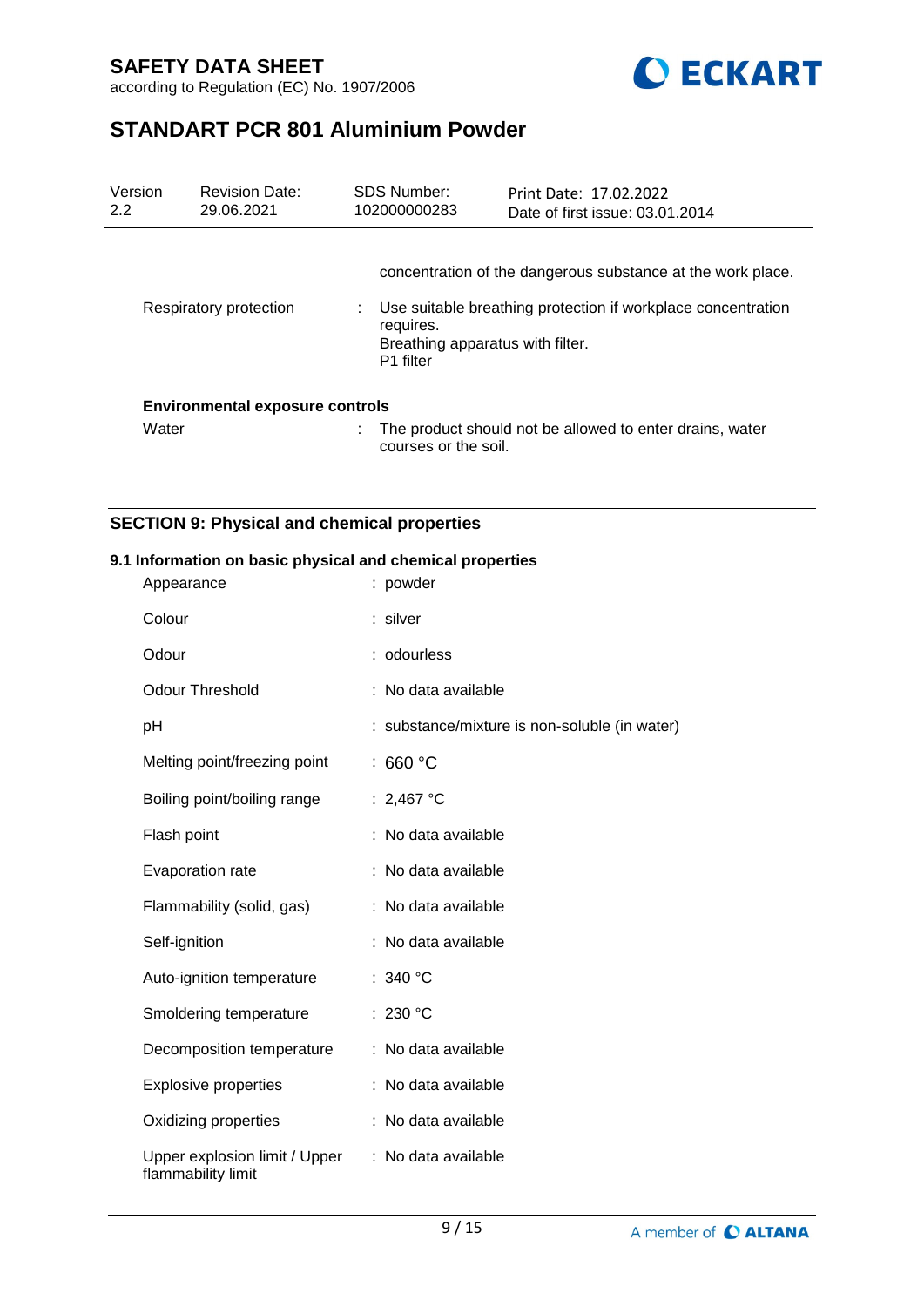concentration of the dangerous substance at the work place.

| | | |
|---|---|---|
| Respiratory protection | : | Use suitable breathing protection if workplace concentration requires.<br>Breathing apparatus with filter.<br>P1 filter |

**Environmental exposure controls**

| | | |
|---|---|---|
| Water | : | The product should not be allowed to enter drains, water courses or the soil. |

## SECTION 9: Physical and chemical properties

### 9.1 Information on basic physical and chemical properties

| | | |
|---|---|---|
| Appearance | : | powder |
| Colour | : | silver |
| Odour | : | odourless |
| Odour Threshold | : | No data available |
| pH | : | substance/mixture is non-soluble (in water) |
| Melting point/freezing point | : | 660 °C |
| Boiling point/boiling range | : | 2,467 °C |
| Flash point | : | No data available |
| Evaporation rate | : | No data available |
| Flammability (solid, gas) | : | No data available |
| Self-ignition | : | No data available |
| Auto-ignition temperature | : | 340 °C |
| Smoldering temperature | : | 230 °C |
| Decomposition temperature | : | No data available |
| Explosive properties | : | No data available |
| Oxidizing properties | : | No data available |
| Upper explosion limit / Upper flammability limit | : | No data available |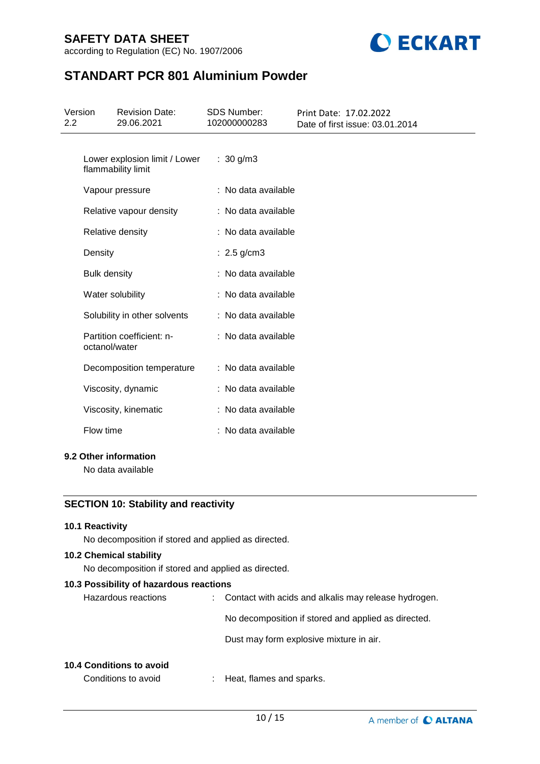| | |
|---|---|
| Lower explosion limit / Lower flammability limit | : 30 g/m3 |
| Vapour pressure | : No data available |
| Relative vapour density | : No data available |
| Relative density | : No data available |
| Density | : 2.5 g/cm3 |
| Bulk density | : No data available |
| Water solubility | : No data available |
| Solubility in other solvents | : No data available |
| Partition coefficient: n-octanol/water | : No data available |
| Decomposition temperature | : No data available |
| Viscosity, dynamic | : No data available |
| Viscosity, kinematic | : No data available |
| Flow time | : No data available |

**9.2 Other information**

No data available

## SECTION 10: Stability and reactivity

**10.1 Reactivity**

No decomposition if stored and applied as directed.

**10.2 Chemical stability**

No decomposition if stored and applied as directed.

**10.3 Possibility of hazardous reactions**

Hazardous reactions : Contact with acids and alkalis may release hydrogen.

No decomposition if stored and applied as directed.

Dust may form explosive mixture in air.

**10.4 Conditions to avoid**

Conditions to avoid : Heat, flames and sparks.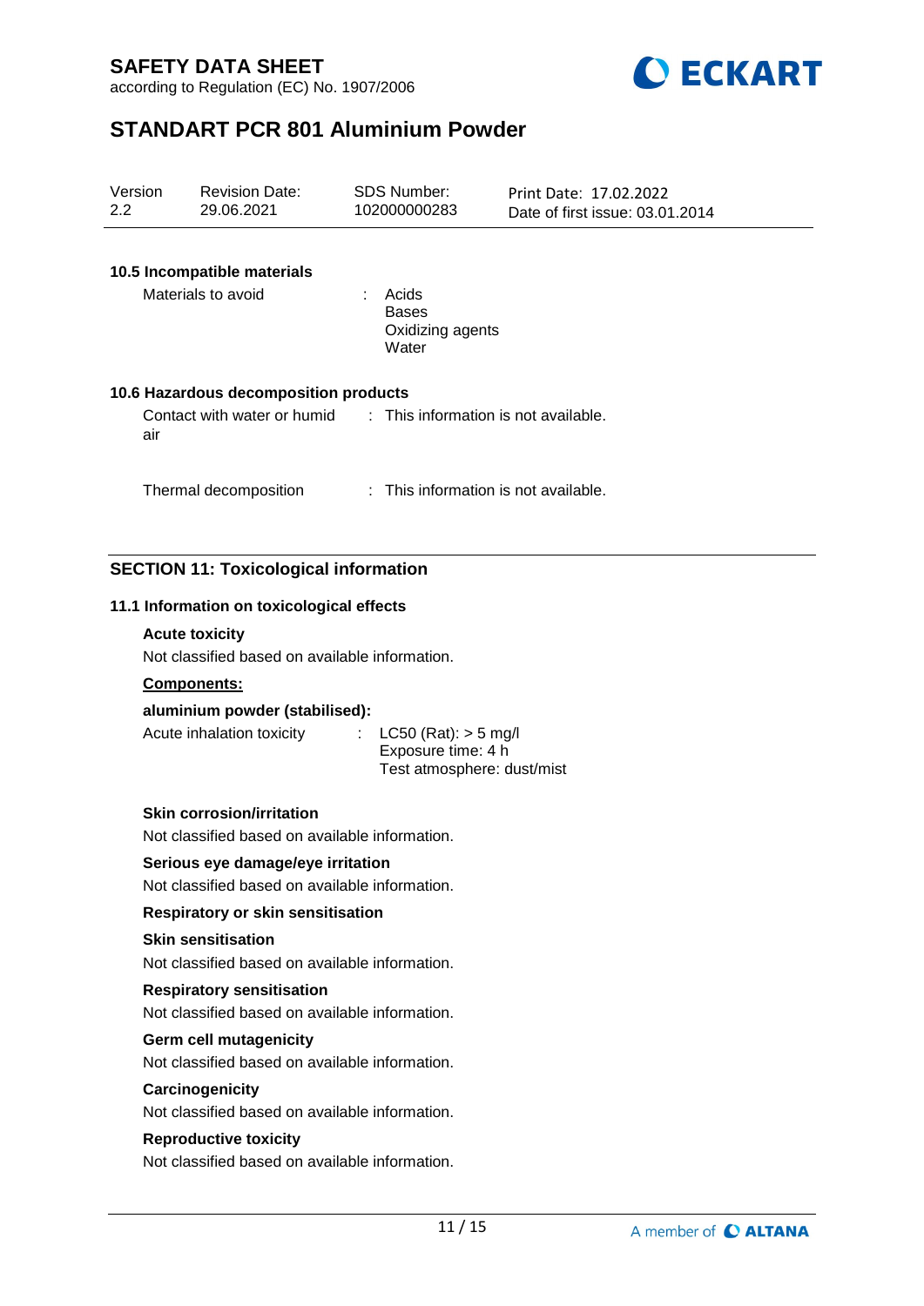### 10.5 Incompatible materials

| | | |
|---|---|---|
| Materials to avoid | : | Acids<br>Bases<br>Oxidizing agents<br>Water |

### 10.6 Hazardous decomposition products

| | | |
|---|---|---|
| Contact with water or humid air | : | This information is not available. |
| Thermal decomposition | : | This information is not available. |

## SECTION 11: Toxicological information

### 11.1 Information on toxicological effects

**Acute toxicity**

Not classified based on available information.

**Components:**

**aluminium powder (stabilised):**

| | | |
|---|---|---|
| Acute inhalation toxicity | : | LC50 (Rat): > 5 mg/l<br>Exposure time: 4 h<br>Test atmosphere: dust/mist |

**Skin corrosion/irritation**

Not classified based on available information.

**Serious eye damage/eye irritation**

Not classified based on available information.

**Respiratory or skin sensitisation**

**Skin sensitisation**

Not classified based on available information.

**Respiratory sensitisation**

Not classified based on available information.

**Germ cell mutagenicity**

Not classified based on available information.

**Carcinogenicity**

Not classified based on available information.

**Reproductive toxicity**

Not classified based on available information.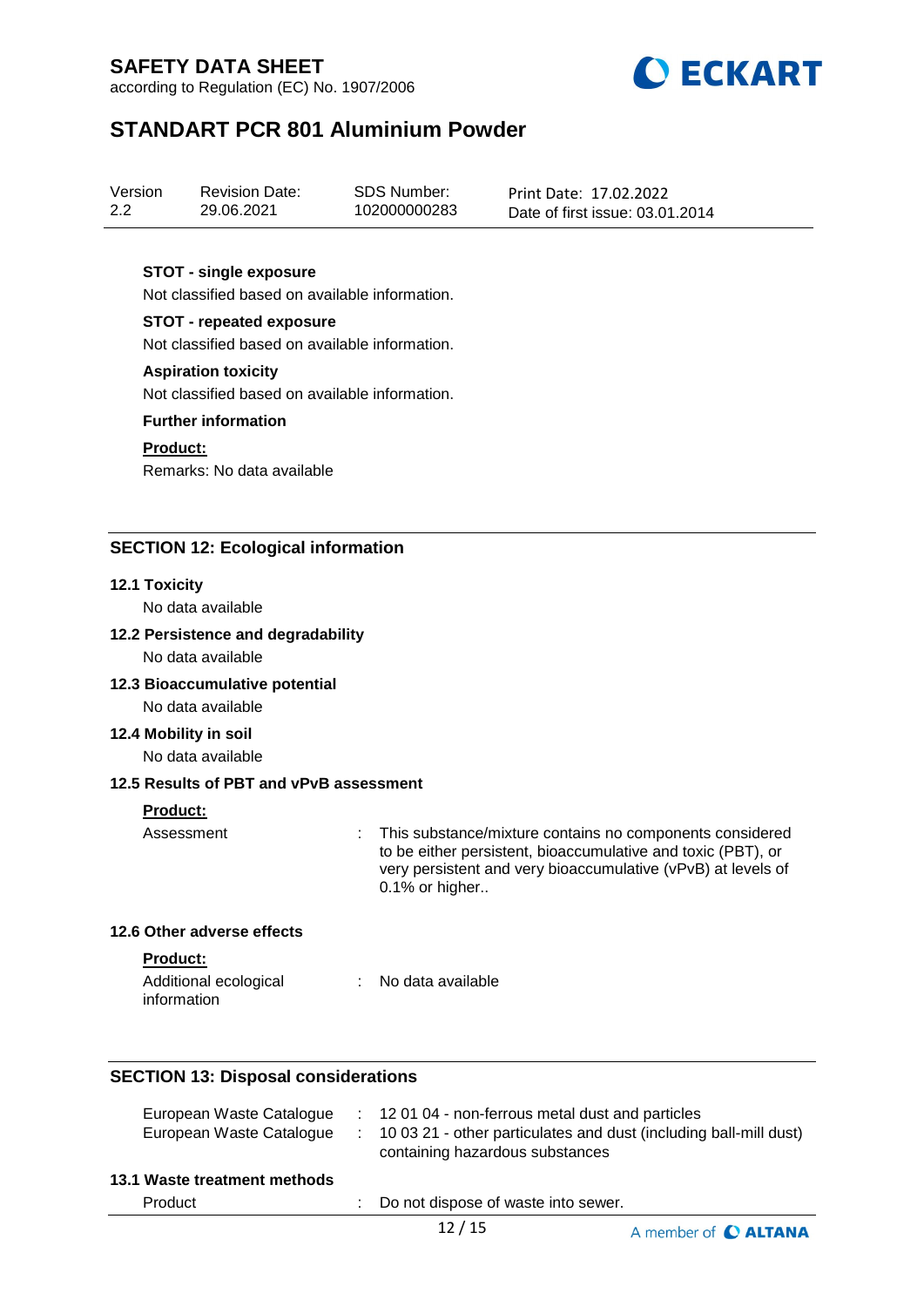**STOT - single exposure**

Not classified based on available information.

**STOT - repeated exposure**

Not classified based on available information.

**Aspiration toxicity**

Not classified based on available information.

**Further information**

**Product:**

Remarks: No data available

## SECTION 12: Ecological information

### 12.1 Toxicity

No data available

### 12.2 Persistence and degradability

No data available

### 12.3 Bioaccumulative potential

No data available

### 12.4 Mobility in soil

No data available

### 12.5 Results of PBT and vPvB assessment

**Product:**

Assessment : This substance/mixture contains no components considered to be either persistent, bioaccumulative and toxic (PBT), or very persistent and very bioaccumulative (vPvB) at levels of 0.1% or higher..

### 12.6 Other adverse effects

**Product:**

Additional ecological information : No data available

## SECTION 13: Disposal considerations

European Waste Catalogue : 12 01 04 - non-ferrous metal dust and particles

European Waste Catalogue : 10 03 21 - other particulates and dust (including ball-mill dust) containing hazardous substances

### 13.1 Waste treatment methods

Product : Do not dispose of waste into sewer.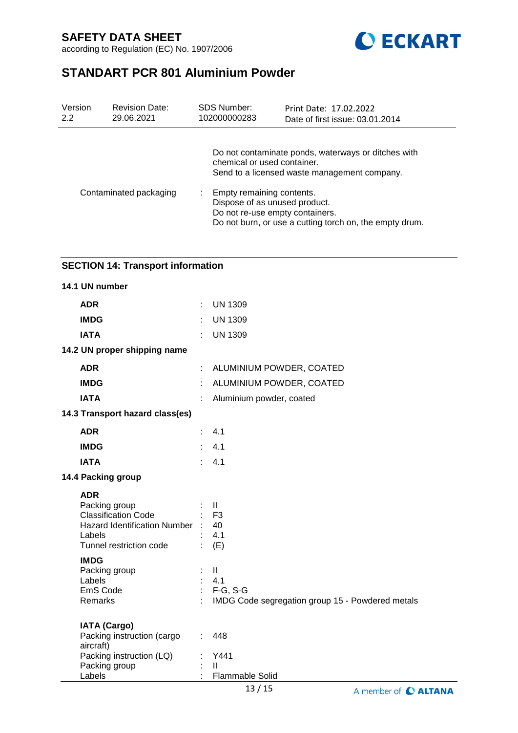Do not contaminate ponds, waterways or ditches with chemical or used container.
Send to a licensed waste management company.

Contaminated packaging : Empty remaining contents.
Dispose of as unused product.
Do not re-use empty containers.
Do not burn, or use a cutting torch on, the empty drum.

## SECTION 14: Transport information

### 14.1 UN number

| | | |
|---|---|---|
| **ADR** | : | UN 1309 |
| **IMDG** | : | UN 1309 |
| **IATA** | : | UN 1309 |

### 14.2 UN proper shipping name

| | | |
|---|---|---|
| **ADR** | : | ALUMINIUM POWDER, COATED |
| **IMDG** | : | ALUMINIUM POWDER, COATED |
| **IATA** | : | Aluminium powder, coated |

### 14.3 Transport hazard class(es)

| | | |
|---|---|---|
| **ADR** | : | 4.1 |
| **IMDG** | : | 4.1 |
| **IATA** | : | 4.1 |

### 14.4 Packing group

**ADR**

| | | |
|---|---|---|
| Packing group | : | II |
| Classification Code | : | F3 |
| Hazard Identification Number | : | 40 |
| Labels | : | 4.1 |
| Tunnel restriction code | : | (E) |

**IMDG**

| | | |
|---|---|---|
| Packing group | : | II |
| Labels | : | 4.1 |
| EmS Code | : | F-G, S-G |
| Remarks | : | IMDG Code segregation group 15 - Powdered metals |

**IATA (Cargo)**

| | | |
|---|---|---|
| Packing instruction (cargo aircraft) | : | 448 |
| Packing instruction (LQ) | : | Y441 |
| Packing group | : | II |
| Labels | : | Flammable Solid |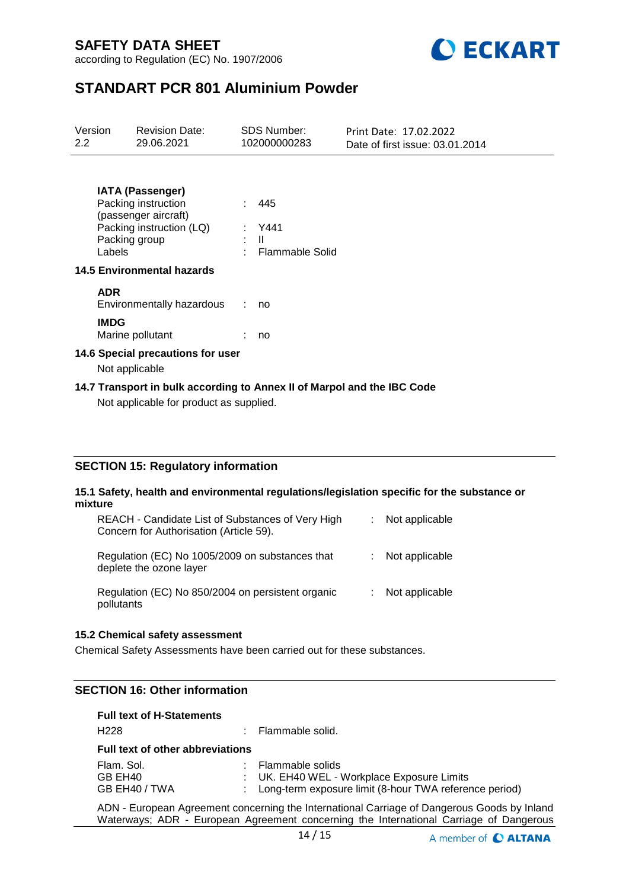**IATA (Passenger)**

| | | |
|---|---|---|
| Packing instruction (passenger aircraft) | : | 445 |
| Packing instruction (LQ) | : | Y441 |
| Packing group | : | II |
| Labels | : | Flammable Solid |

**14.5 Environmental hazards**

**ADR**

| | | |
|---|---|---|
| Environmentally hazardous | : | no |

**IMDG**

| | | |
|---|---|---|
| Marine pollutant | : | no |

**14.6 Special precautions for user**

Not applicable

**14.7 Transport in bulk according to Annex II of Marpol and the IBC Code**

Not applicable for product as supplied.

## SECTION 15: Regulatory information

**15.1 Safety, health and environmental regulations/legislation specific for the substance or mixture**

| | | |
|---|---|---|
| REACH - Candidate List of Substances of Very High Concern for Authorisation (Article 59). | : | Not applicable |
| Regulation (EC) No 1005/2009 on substances that deplete the ozone layer | : | Not applicable |
| Regulation (EC) No 850/2004 on persistent organic pollutants | : | Not applicable |

**15.2 Chemical safety assessment**

Chemical Safety Assessments have been carried out for these substances.

## SECTION 16: Other information

**Full text of H-Statements**

| | | |
|---|---|---|
| H228 | : | Flammable solid. |

**Full text of other abbreviations**

| | | |
|---|---|---|
| Flam. Sol. | : | Flammable solids |
| GB EH40 | : | UK. EH40 WEL - Workplace Exposure Limits |
| GB EH40 / TWA | : | Long-term exposure limit (8-hour TWA reference period) |

ADN - European Agreement concerning the International Carriage of Dangerous Goods by Inland Waterways; ADR - European Agreement concerning the International Carriage of Dangerous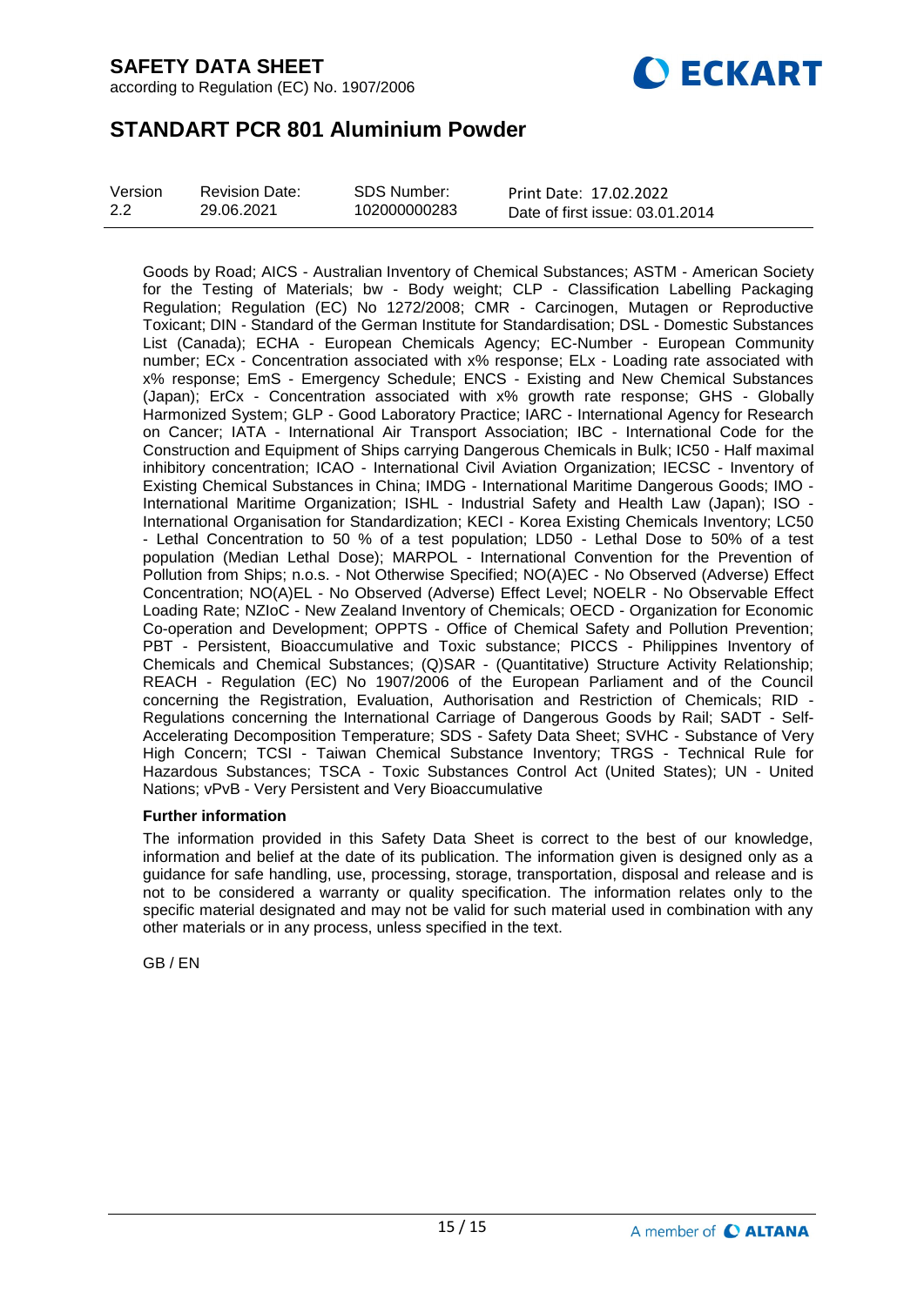Goods by Road; AICS - Australian Inventory of Chemical Substances; ASTM - American Society for the Testing of Materials; bw - Body weight; CLP - Classification Labelling Packaging Regulation; Regulation (EC) No 1272/2008; CMR - Carcinogen, Mutagen or Reproductive Toxicant; DIN - Standard of the German Institute for Standardisation; DSL - Domestic Substances List (Canada); ECHA - European Chemicals Agency; EC-Number - European Community number; ECx - Concentration associated with x% response; ELx - Loading rate associated with x% response; EmS - Emergency Schedule; ENCS - Existing and New Chemical Substances (Japan); ErCx - Concentration associated with x% growth rate response; GHS - Globally Harmonized System; GLP - Good Laboratory Practice; IARC - International Agency for Research on Cancer; IATA - International Air Transport Association; IBC - International Code for the Construction and Equipment of Ships carrying Dangerous Chemicals in Bulk; IC50 - Half maximal inhibitory concentration; ICAO - International Civil Aviation Organization; IECSC - Inventory of Existing Chemical Substances in China; IMDG - International Maritime Dangerous Goods; IMO - International Maritime Organization; ISHL - Industrial Safety and Health Law (Japan); ISO - International Organisation for Standardization; KECI - Korea Existing Chemicals Inventory; LC50 - Lethal Concentration to 50 % of a test population; LD50 - Lethal Dose to 50% of a test population (Median Lethal Dose); MARPOL - International Convention for the Prevention of Pollution from Ships; n.o.s. - Not Otherwise Specified; NO(A)EC - No Observed (Adverse) Effect Concentration; NO(A)EL - No Observed (Adverse) Effect Level; NOELR - No Observable Effect Loading Rate; NZIoC - New Zealand Inventory of Chemicals; OECD - Organization for Economic Co-operation and Development; OPPTS - Office of Chemical Safety and Pollution Prevention; PBT - Persistent, Bioaccumulative and Toxic substance; PICCS - Philippines Inventory of Chemicals and Chemical Substances; (Q)SAR - (Quantitative) Structure Activity Relationship; REACH - Regulation (EC) No 1907/2006 of the European Parliament and of the Council concerning the Registration, Evaluation, Authorisation and Restriction of Chemicals; RID - Regulations concerning the International Carriage of Dangerous Goods by Rail; SADT - Self-Accelerating Decomposition Temperature; SDS - Safety Data Sheet; SVHC - Substance of Very High Concern; TCSI - Taiwan Chemical Substance Inventory; TRGS - Technical Rule for Hazardous Substances; TSCA - Toxic Substances Control Act (United States); UN - United Nations; vPvB - Very Persistent and Very Bioaccumulative

**Further information**

The information provided in this Safety Data Sheet is correct to the best of our knowledge, information and belief at the date of its publication. The information given is designed only as a guidance for safe handling, use, processing, storage, transportation, disposal and release and is not to be considered a warranty or quality specification. The information relates only to the specific material designated and may not be valid for such material used in combination with any other materials or in any process, unless specified in the text.

GB / EN